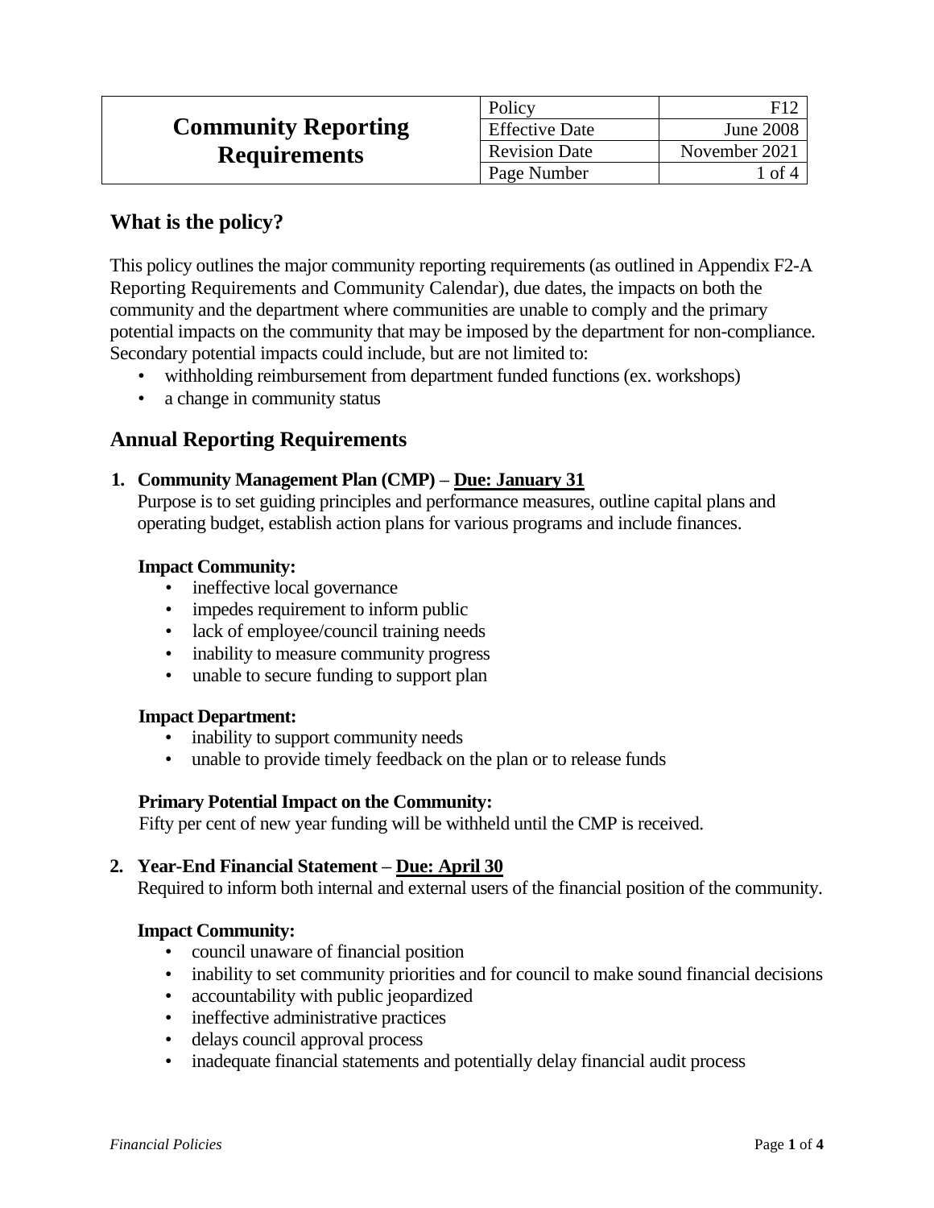| Community Reporting Requirements | Policy | F12 |
| --- | --- | --- |
| | Effective Date | June 2008 |
| | Revision Date | November 2021 |
| | Page Number | 1 of 4 |

## What is the policy?

This policy outlines the major community reporting requirements (as outlined in Appendix F2-A Reporting Requirements and Community Calendar), due dates, the impacts on both the community and the department where communities are unable to comply and the primary potential impacts on the community that may be imposed by the department for non-compliance. Secondary potential impacts could include, but are not limited to:

- withholding reimbursement from department funded functions (ex. workshops)
- a change in community status

## Annual Reporting Requirements

1. **Community Management Plan (CMP) – <u>Due: January 31</u>**

   Purpose is to set guiding principles and performance measures, outline capital plans and operating budget, establish action plans for various programs and include finances.

   **Impact Community:**

   - ineffective local governance
   - impedes requirement to inform public
   - lack of employee/council training needs
   - inability to measure community progress
   - unable to secure funding to support plan

   **Impact Department:**

   - inability to support community needs
   - unable to provide timely feedback on the plan or to release funds

   **Primary Potential Impact on the Community:**

   Fifty per cent of new year funding will be withheld until the CMP is received.

2. **Year-End Financial Statement – <u>Due: April 30</u>**

   Required to inform both internal and external users of the financial position of the community.

   **Impact Community:**

   - council unaware of financial position
   - inability to set community priorities and for council to make sound financial decisions
   - accountability with public jeopardized
   - ineffective administrative practices
   - delays council approval process
   - inadequate financial statements and potentially delay financial audit process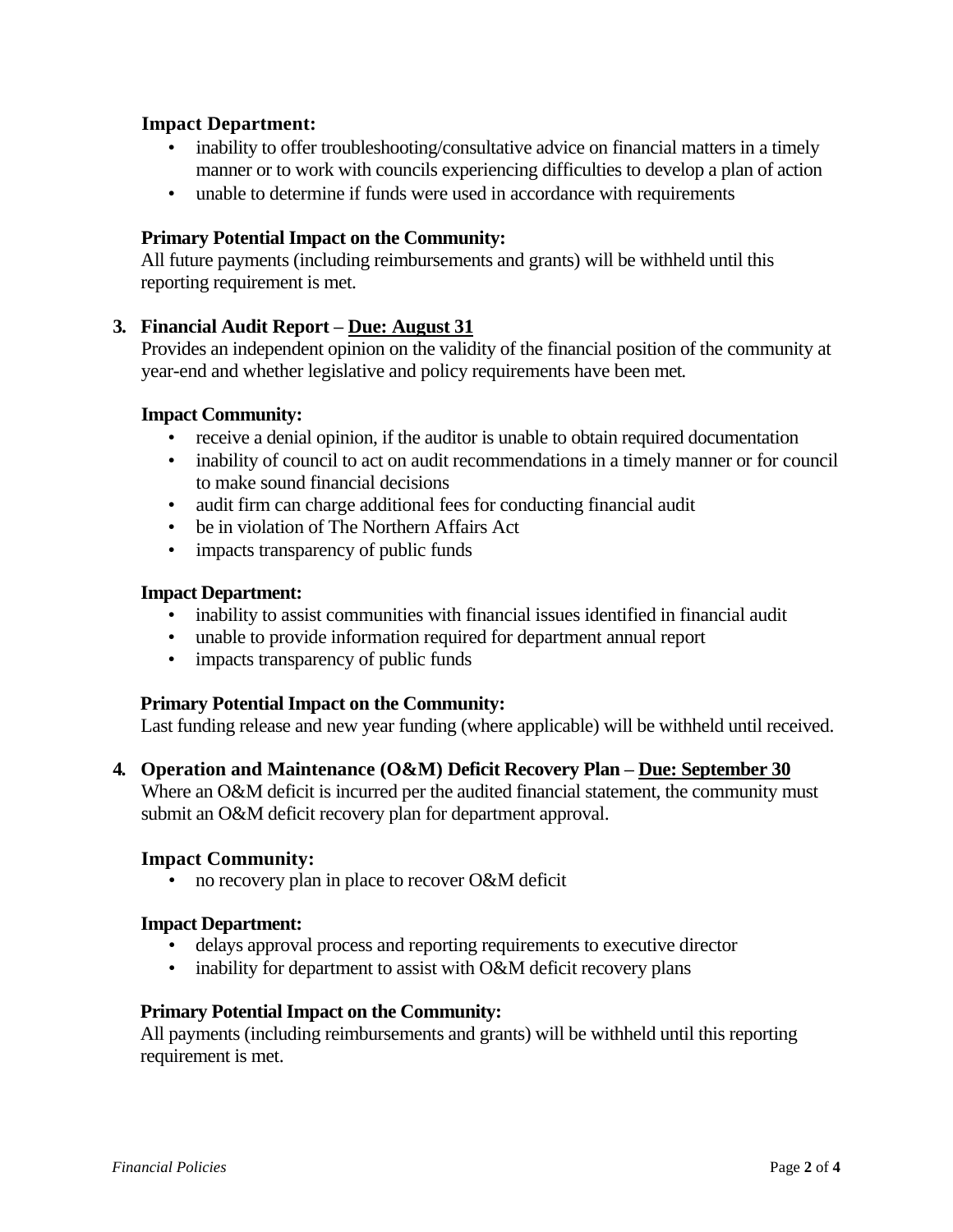**Impact Department:**

- inability to offer troubleshooting/consultative advice on financial matters in a timely manner or to work with councils experiencing difficulties to develop a plan of action
- unable to determine if funds were used in accordance with requirements

**Primary Potential Impact on the Community:**

All future payments (including reimbursements and grants) will be withheld until this reporting requirement is met.

**3. Financial Audit Report – Due: August 31**

Provides an independent opinion on the validity of the financial position of the community at year-end and whether legislative and policy requirements have been met.

**Impact Community:**

- receive a denial opinion, if the auditor is unable to obtain required documentation
- inability of council to act on audit recommendations in a timely manner or for council to make sound financial decisions
- audit firm can charge additional fees for conducting financial audit
- be in violation of The Northern Affairs Act
- impacts transparency of public funds

**Impact Department:**

- inability to assist communities with financial issues identified in financial audit
- unable to provide information required for department annual report
- impacts transparency of public funds

**Primary Potential Impact on the Community:**

Last funding release and new year funding (where applicable) will be withheld until received.

**4. Operation and Maintenance (O&M) Deficit Recovery Plan – Due: September 30**

Where an O&M deficit is incurred per the audited financial statement, the community must submit an O&M deficit recovery plan for department approval.

**Impact Community:**

- no recovery plan in place to recover O&M deficit

**Impact Department:**

- delays approval process and reporting requirements to executive director
- inability for department to assist with O&M deficit recovery plans

**Primary Potential Impact on the Community:**

All payments (including reimbursements and grants) will be withheld until this reporting requirement is met.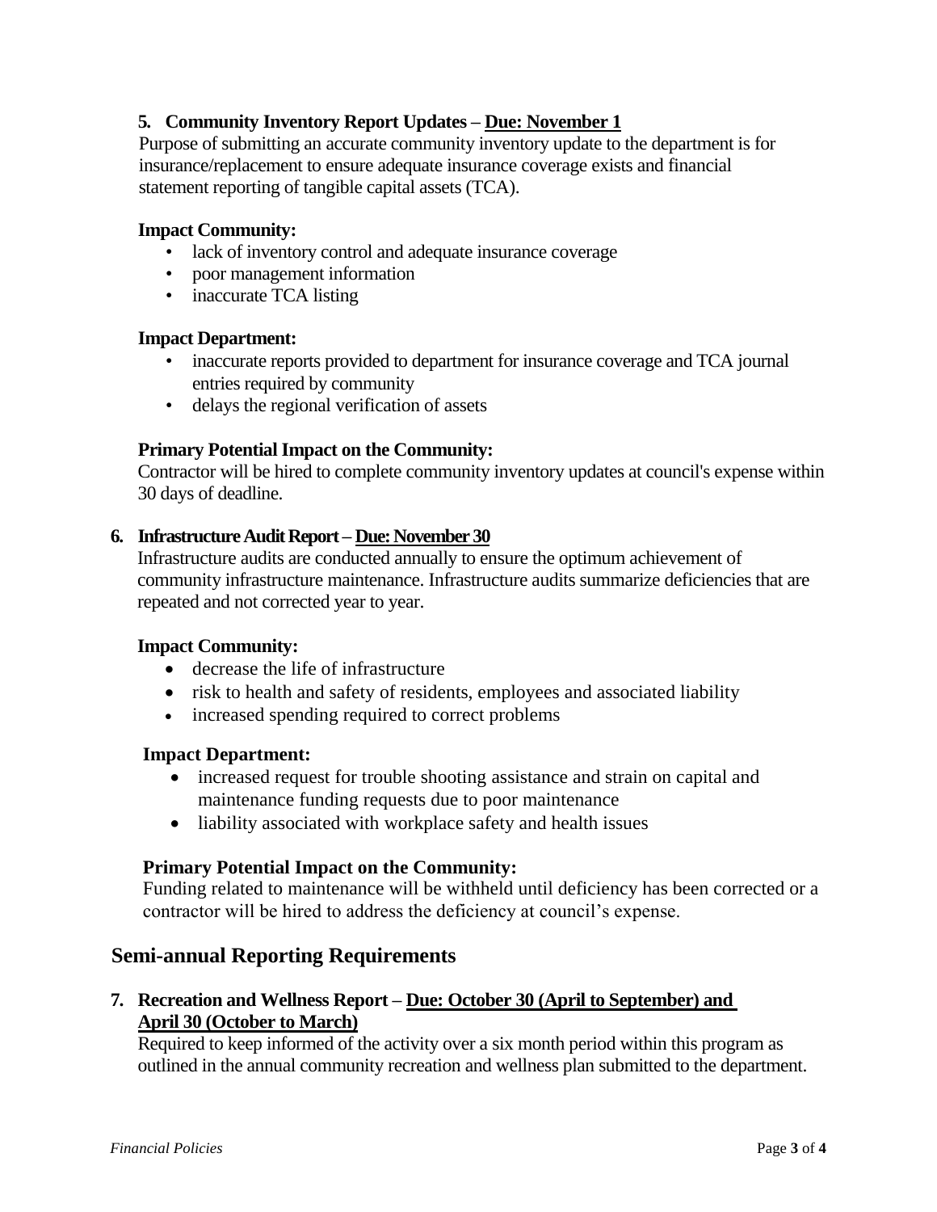**5. Community Inventory Report Updates – Due: November 1**

Purpose of submitting an accurate community inventory update to the department is for insurance/replacement to ensure adequate insurance coverage exists and financial statement reporting of tangible capital assets (TCA).

**Impact Community:**

- lack of inventory control and adequate insurance coverage
- poor management information
- inaccurate TCA listing

**Impact Department:**

- inaccurate reports provided to department for insurance coverage and TCA journal entries required by community
- delays the regional verification of assets

**Primary Potential Impact on the Community:**

Contractor will be hired to complete community inventory updates at council's expense within 30 days of deadline.

**6. Infrastructure Audit Report – Due: November 30**

Infrastructure audits are conducted annually to ensure the optimum achievement of community infrastructure maintenance. Infrastructure audits summarize deficiencies that are repeated and not corrected year to year.

**Impact Community:**

- decrease the life of infrastructure
- risk to health and safety of residents, employees and associated liability
- increased spending required to correct problems

**Impact Department:**

- increased request for trouble shooting assistance and strain on capital and maintenance funding requests due to poor maintenance
- liability associated with workplace safety and health issues

**Primary Potential Impact on the Community:**

Funding related to maintenance will be withheld until deficiency has been corrected or a contractor will be hired to address the deficiency at council's expense.

## Semi-annual Reporting Requirements

**7. Recreation and Wellness Report – Due: October 30 (April to September) and April 30 (October to March)**

Required to keep informed of the activity over a six month period within this program as outlined in the annual community recreation and wellness plan submitted to the department.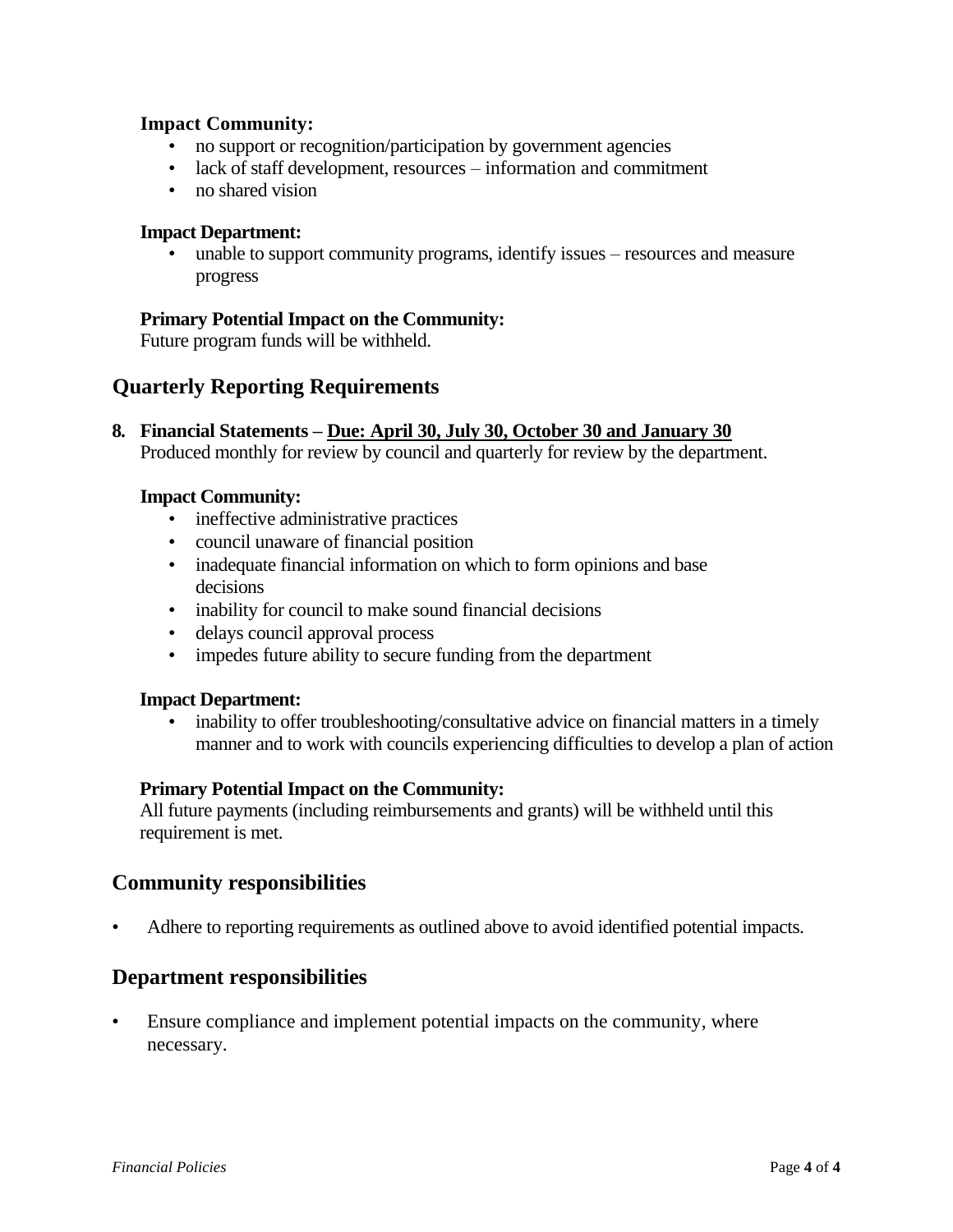**Impact Community:**

- no support or recognition/participation by government agencies
- lack of staff development, resources – information and commitment
- no shared vision

**Impact Department:**

- unable to support community programs, identify issues – resources and measure progress

**Primary Potential Impact on the Community:**
Future program funds will be withheld.

## Quarterly Reporting Requirements

**8. Financial Statements – Due: April 30, July 30, October 30 and January 30**
Produced monthly for review by council and quarterly for review by the department.

**Impact Community:**

- ineffective administrative practices
- council unaware of financial position
- inadequate financial information on which to form opinions and base decisions
- inability for council to make sound financial decisions
- delays council approval process
- impedes future ability to secure funding from the department

**Impact Department:**

- inability to offer troubleshooting/consultative advice on financial matters in a timely manner and to work with councils experiencing difficulties to develop a plan of action

**Primary Potential Impact on the Community:**
All future payments (including reimbursements and grants) will be withheld until this requirement is met.

## Community responsibilities

- Adhere to reporting requirements as outlined above to avoid identified potential impacts.

## Department responsibilities

- Ensure compliance and implement potential impacts on the community, where necessary.